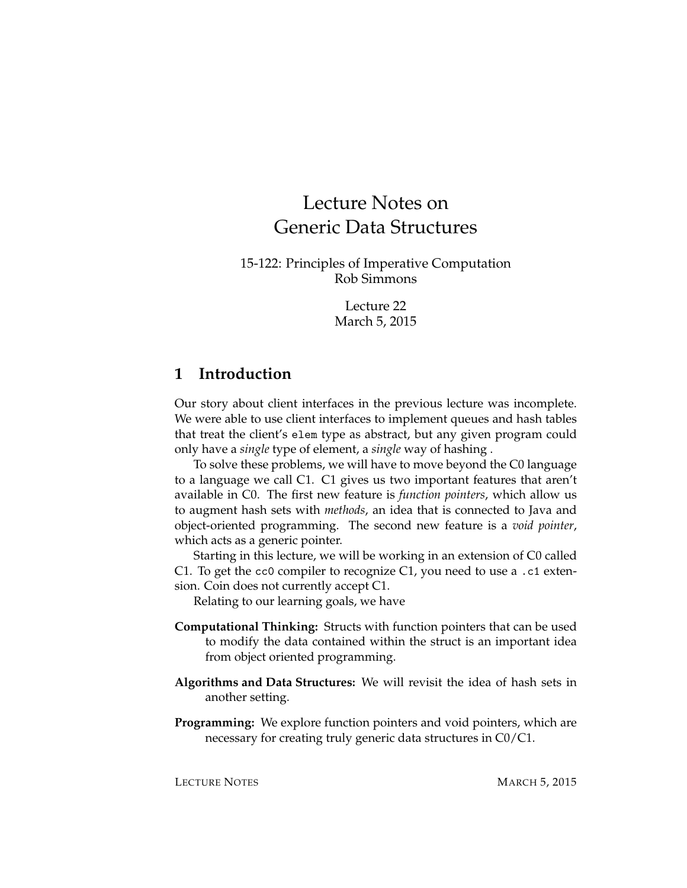# Lecture Notes on Generic Data Structures

15-122: Principles of Imperative Computation
Rob Simmons

Lecture 22
March 5, 2015

## 1 Introduction

Our story about client interfaces in the previous lecture was incomplete. We were able to use client interfaces to implement queues and hash tables that treat the client's `elem` type as abstract, but any given program could only have a *single* type of element, a *single* way of hashing .

To solve these problems, we will have to move beyond the C0 language to a language we call C1. C1 gives us two important features that aren't available in C0. The first new feature is *function pointers*, which allow us to augment hash sets with *methods*, an idea that is connected to Java and object-oriented programming. The second new feature is a *void pointer*, which acts as a generic pointer.

Starting in this lecture, we will be working in an extension of C0 called C1. To get the `cc0` compiler to recognize C1, you need to use a `.c1` extension. Coin does not currently accept C1.

Relating to our learning goals, we have

**Computational Thinking:** Structs with function pointers that can be used to modify the data contained within the struct is an important idea from object oriented programming.

**Algorithms and Data Structures:** We will revisit the idea of hash sets in another setting.

**Programming:** We explore function pointers and void pointers, which are necessary for creating truly generic data structures in C0/C1.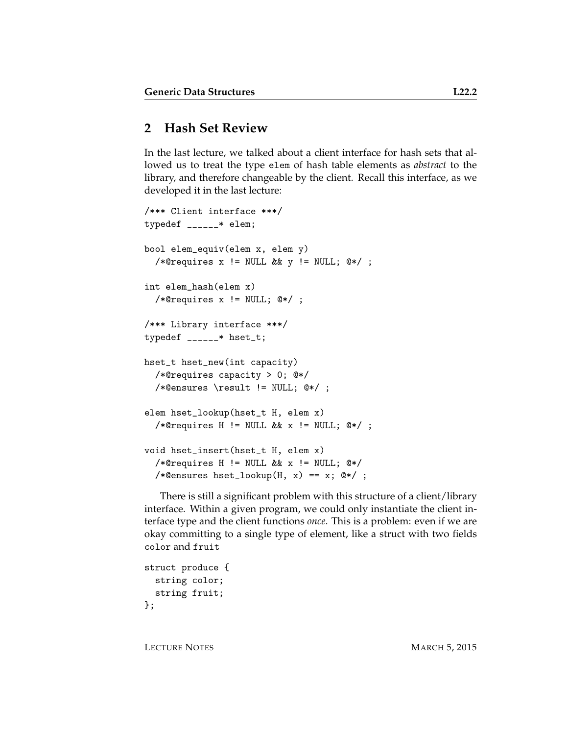## 2 Hash Set Review

In the last lecture, we talked about a client interface for hash sets that allowed us to treat the type `elem` of hash table elements as *abstract* to the library, and therefore changeable by the client. Recall this interface, as we developed it in the last lecture:

```
/*** Client interface ***/
typedef ______* elem;

bool elem_equiv(elem x, elem y)
  /*@requires x != NULL && y != NULL; @*/ ;

int elem_hash(elem x)
  /*@requires x != NULL; @*/ ;

/*** Library interface ***/
typedef ______* hset_t;

hset_t hset_new(int capacity)
  /*@requires capacity > 0; @*/
  /*@ensures \result != NULL; @*/ ;

elem hset_lookup(hset_t H, elem x)
  /*@requires H != NULL && x != NULL; @*/ ;

void hset_insert(hset_t H, elem x)
  /*@requires H != NULL && x != NULL; @*/
  /*@ensures hset_lookup(H, x) == x; @*/ ;
```

There is still a significant problem with this structure of a client/library interface. Within a given program, we could only instantiate the client interface type and the client functions *once*. This is a problem: even if we are okay committing to a single type of element, like a struct with two fields `color` and `fruit`

```
struct produce {
  string color;
  string fruit;
};
```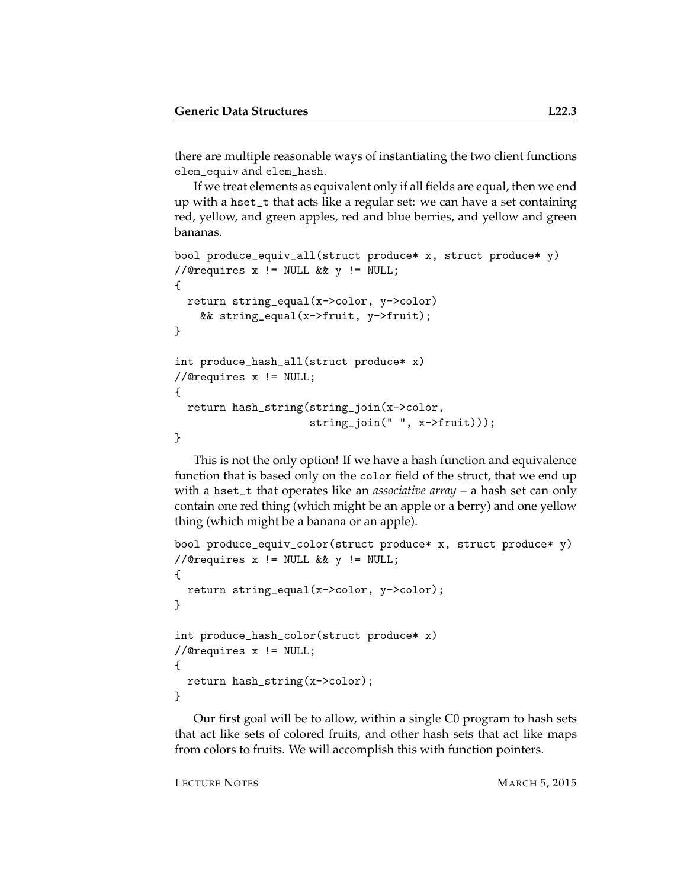there are multiple reasonable ways of instantiating the two client functions `elem_equiv` and `elem_hash`.

If we treat elements as equivalent only if all fields are equal, then we end up with a `hset_t` that acts like a regular set: we can have a set containing red, yellow, and green apples, red and blue berries, and yellow and green bananas.

```
bool produce_equiv_all(struct produce* x, struct produce* y)
//@requires x != NULL && y != NULL;
{
  return string_equal(x->color, y->color)
    && string_equal(x->fruit, y->fruit);
}

int produce_hash_all(struct produce* x)
//@requires x != NULL;
{
  return hash_string(string_join(x->color,
                     string_join(" ", x->fruit)));
}
```

This is not the only option! If we have a hash function and equivalence function that is based only on the `color` field of the struct, that we end up with a `hset_t` that operates like an *associative array* – a hash set can only contain one red thing (which might be an apple or a berry) and one yellow thing (which might be a banana or an apple).

```
bool produce_equiv_color(struct produce* x, struct produce* y)
//@requires x != NULL && y != NULL;
{
  return string_equal(x->color, y->color);
}

int produce_hash_color(struct produce* x)
//@requires x != NULL;
{
  return hash_string(x->color);
}
```

Our first goal will be to allow, within a single C0 program to hash sets that act like sets of colored fruits, and other hash sets that act like maps from colors to fruits. We will accomplish this with function pointers.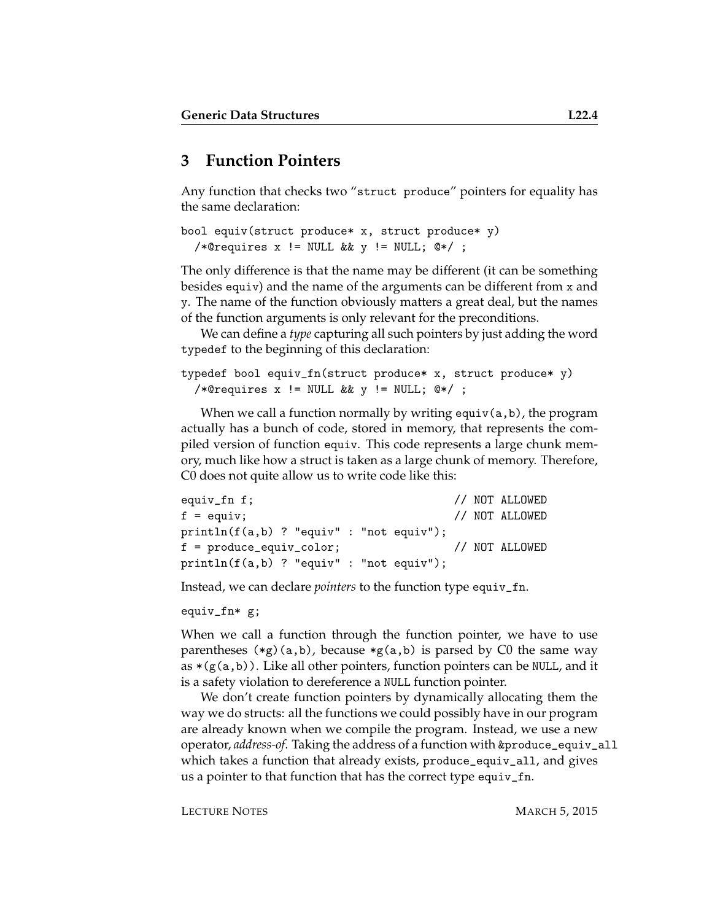## 3 Function Pointers

Any function that checks two "`struct produce`" pointers for equality has the same declaration:

```
bool equiv(struct produce* x, struct produce* y)
  /*@requires x != NULL && y != NULL; @*/ ;
```

The only difference is that the name may be different (it can be something besides `equiv`) and the name of the arguments can be different from `x` and `y`. The name of the function obviously matters a great deal, but the names of the function arguments is only relevant for the preconditions.

We can define a *type* capturing all such pointers by just adding the word `typedef` to the beginning of this declaration:

```
typedef bool equiv_fn(struct produce* x, struct produce* y)
  /*@requires x != NULL && y != NULL; @*/ ;
```

When we call a function normally by writing `equiv(a,b)`, the program actually has a bunch of code, stored in memory, that represents the compiled version of function `equiv`. This code represents a large chunk memory, much like how a struct is taken as a large chunk of memory. Therefore, C0 does not quite allow us to write code like this:

```
equiv_fn f;                                // NOT ALLOWED
f = equiv;                                 // NOT ALLOWED
println(f(a,b) ? "equiv" : "not equiv");
f = produce_equiv_color;                   // NOT ALLOWED
println(f(a,b) ? "equiv" : "not equiv");
```

Instead, we can declare *pointers* to the function type `equiv_fn`.

```
equiv_fn* g;
```

When we call a function through the function pointer, we have to use parentheses `(*g)(a,b)`, because `*g(a,b)` is parsed by C0 the same way as `*(g(a,b))`. Like all other pointers, function pointers can be `NULL`, and it is a safety violation to dereference a `NULL` function pointer.

We don't create function pointers by dynamically allocating them the way we do structs: all the functions we could possibly have in our program are already known when we compile the program. Instead, we use a new operator, *address-of*. Taking the address of a function with `&produce_equiv_all` which takes a function that already exists, `produce_equiv_all`, and gives us a pointer to that function that has the correct type `equiv_fn`.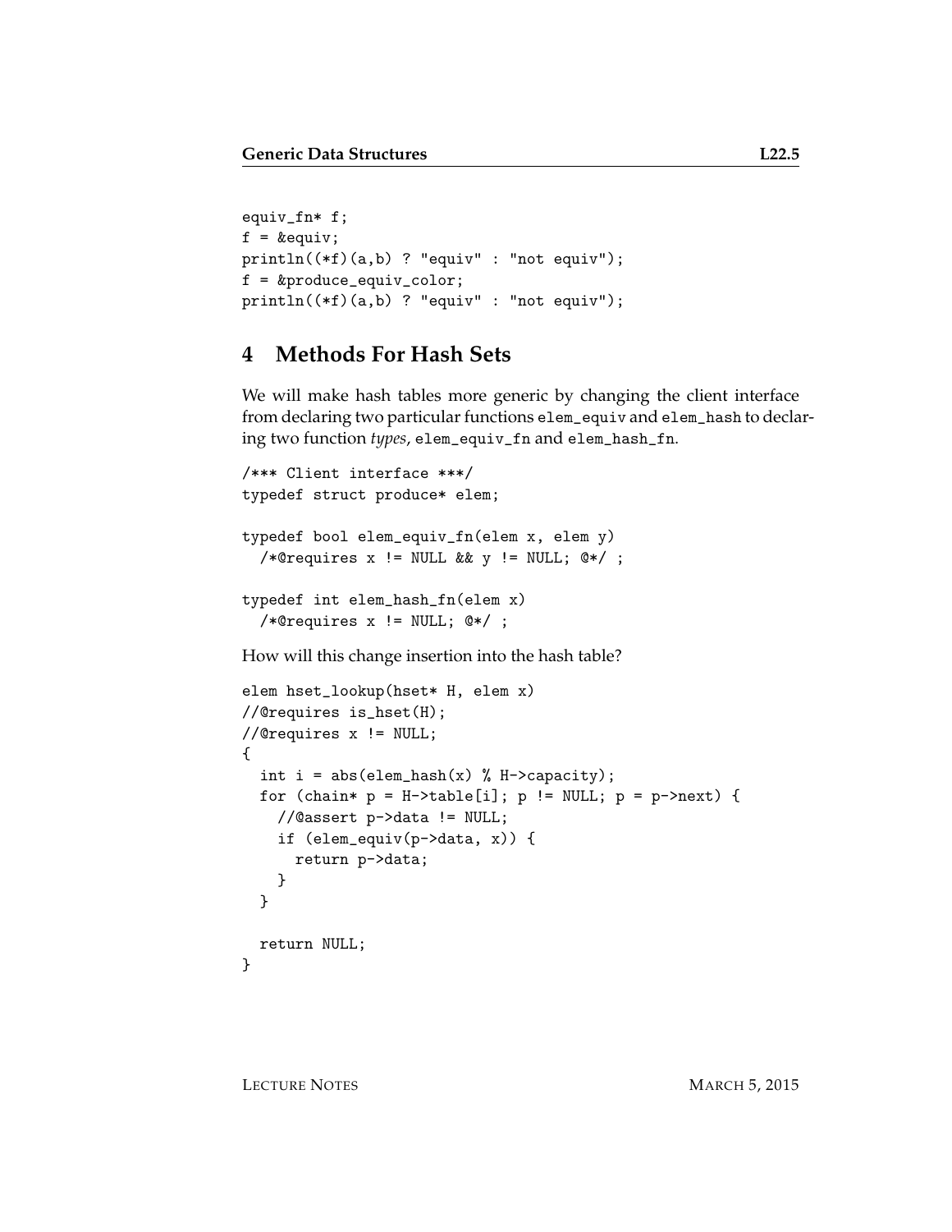```
equiv_fn* f;
f = &equiv;
println((*f)(a,b) ? "equiv" : "not equiv");
f = &produce_equiv_color;
println((*f)(a,b) ? "equiv" : "not equiv");
```

## 4 Methods For Hash Sets

We will make hash tables more generic by changing the client interface from declaring two particular functions `elem_equiv` and `elem_hash` to declaring two function *types*, `elem_equiv_fn` and `elem_hash_fn`.

```
/*** Client interface ***/
typedef struct produce* elem;

typedef bool elem_equiv_fn(elem x, elem y)
  /*@requires x != NULL && y != NULL; @*/ ;

typedef int elem_hash_fn(elem x)
  /*@requires x != NULL; @*/ ;
```

How will this change insertion into the hash table?

```
elem hset_lookup(hset* H, elem x)
//@requires is_hset(H);
//@requires x != NULL;
{
  int i = abs(elem_hash(x) % H->capacity);
  for (chain* p = H->table[i]; p != NULL; p = p->next) {
    //@assert p->data != NULL;
    if (elem_equiv(p->data, x)) {
      return p->data;
    }
  }

  return NULL;
}
```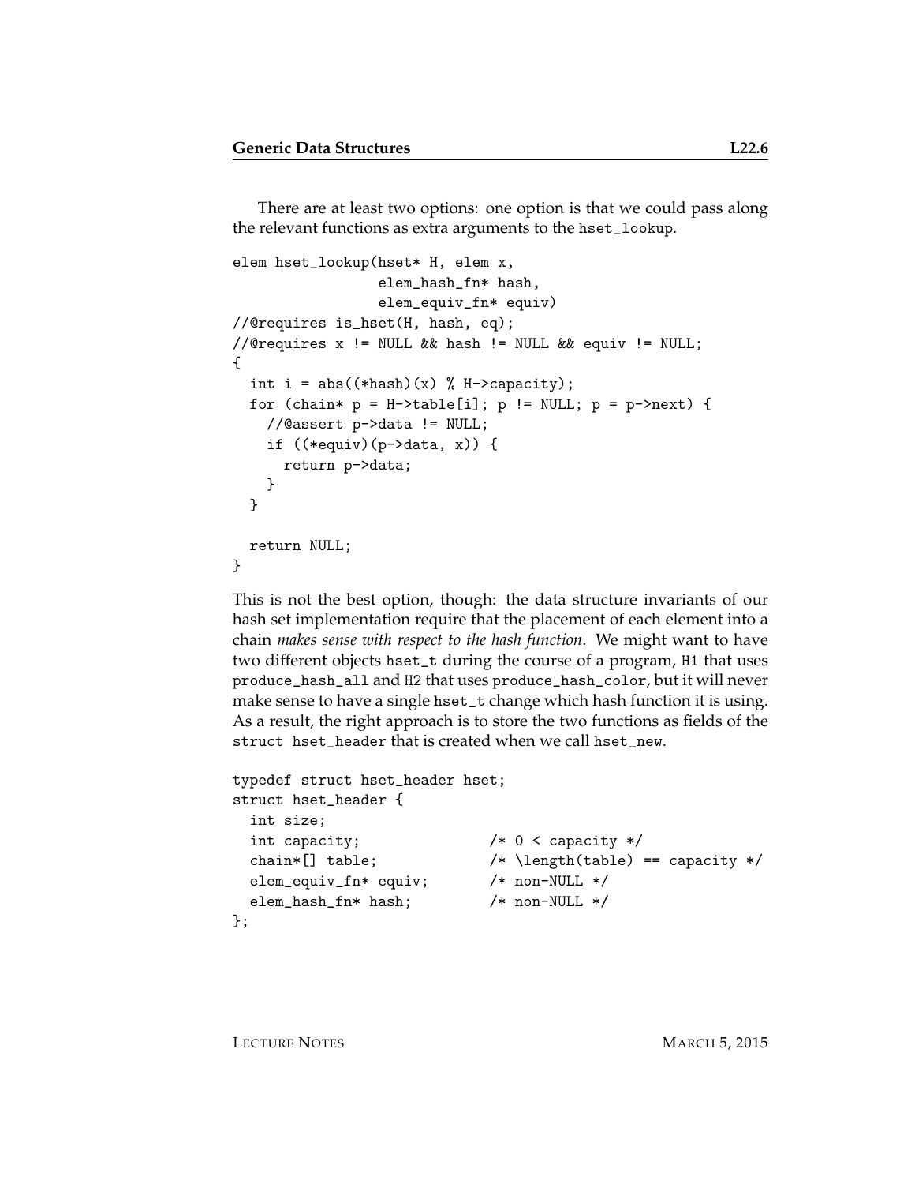There are at least two options: one option is that we could pass along the relevant functions as extra arguments to the `hset_lookup`.

```
elem hset_lookup(hset* H, elem x,
                 elem_hash_fn* hash,
                 elem_equiv_fn* equiv)
//@requires is_hset(H, hash, eq);
//@requires x != NULL && hash != NULL && equiv != NULL;
{
  int i = abs((*hash)(x) % H->capacity);
  for (chain* p = H->table[i]; p != NULL; p = p->next) {
    //@assert p->data != NULL;
    if ((*equiv)(p->data, x)) {
      return p->data;
    }
  }

  return NULL;
}
```

This is not the best option, though: the data structure invariants of our hash set implementation require that the placement of each element into a chain *makes sense with respect to the hash function*. We might want to have two different objects `hset_t` during the course of a program, `H1` that uses `produce_hash_all` and `H2` that uses `produce_hash_color`, but it will never make sense to have a single `hset_t` change which hash function it is using. As a result, the right approach is to store the two functions as fields of the `struct hset_header` that is created when we call `hset_new`.

```
typedef struct hset_header hset;
struct hset_header {
  int size;
  int capacity;              /* 0 < capacity */
  chain*[] table;            /* \length(table) == capacity */
  elem_equiv_fn* equiv;      /* non-NULL */
  elem_hash_fn* hash;        /* non-NULL */
};
```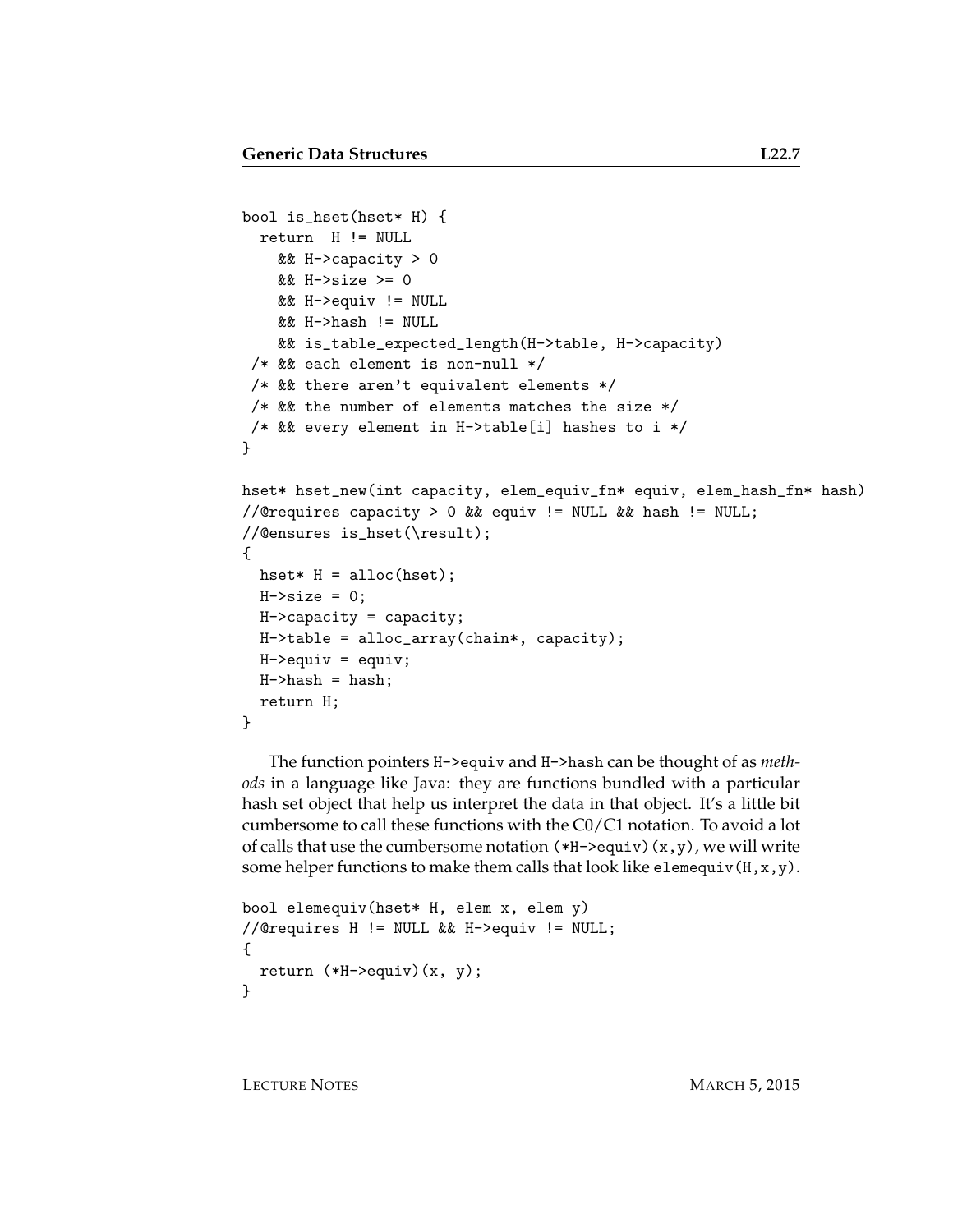```
bool is_hset(hset* H) {
  return  H != NULL
    && H->capacity > 0
    && H->size >= 0
    && H->equiv != NULL
    && H->hash != NULL
    && is_table_expected_length(H->table, H->capacity)
 /* && each element is non-null */
 /* && there aren't equivalent elements */
 /* && the number of elements matches the size */
 /* && every element in H->table[i] hashes to i */
}

hset* hset_new(int capacity, elem_equiv_fn* equiv, elem_hash_fn* hash)
//@requires capacity > 0 && equiv != NULL && hash != NULL;
//@ensures is_hset(\result);
{
  hset* H = alloc(hset);
  H->size = 0;
  H->capacity = capacity;
  H->table = alloc_array(chain*, capacity);
  H->equiv = equiv;
  H->hash = hash;
  return H;
}
```

The function pointers `H->equiv` and `H->hash` can be thought of as *methods* in a language like Java: they are functions bundled with a particular hash set object that help us interpret the data in that object. It's a little bit cumbersome to call these functions with the C0/C1 notation. To avoid a lot of calls that use the cumbersome notation `(*H->equiv)(x,y)`, we will write some helper functions to make them calls that look like `elemequiv(H,x,y)`.

```
bool elemequiv(hset* H, elem x, elem y)
//@requires H != NULL && H->equiv != NULL;
{
  return (*H->equiv)(x, y);
}
```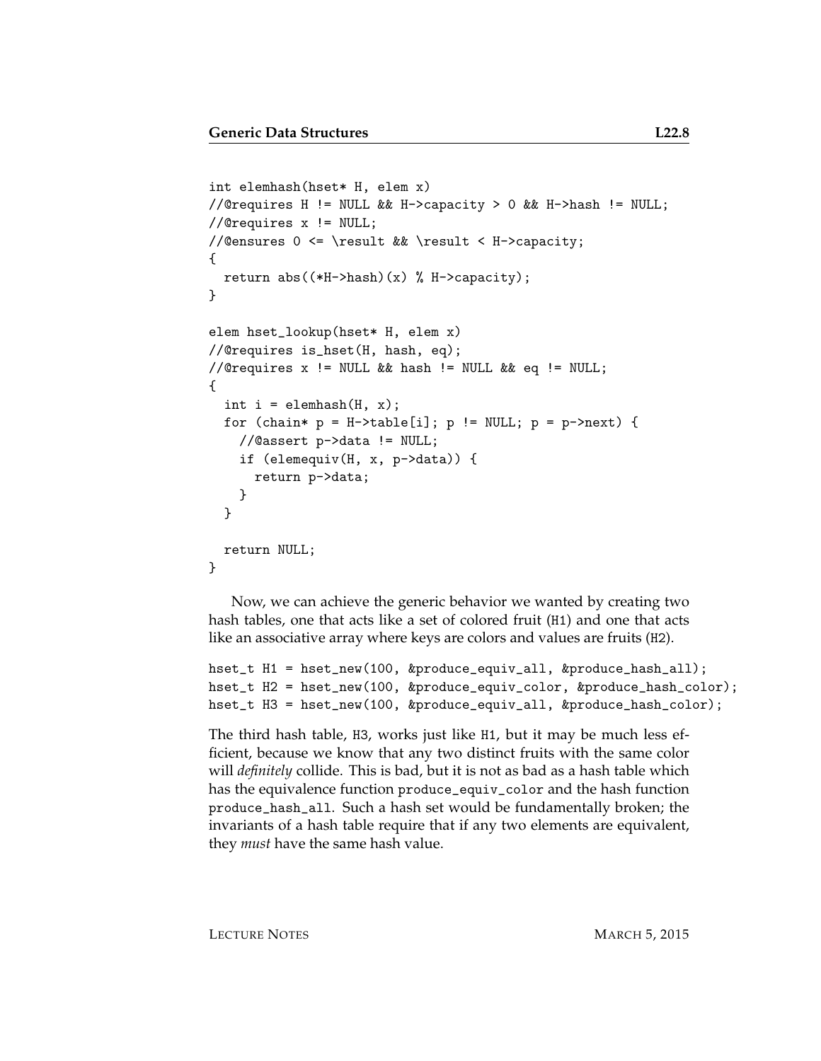```
int elemhash(hset* H, elem x)
//@requires H != NULL && H->capacity > 0 && H->hash != NULL;
//@requires x != NULL;
//@ensures 0 <= \result && \result < H->capacity;
{
  return abs((*H->hash)(x) % H->capacity);
}

elem hset_lookup(hset* H, elem x)
//@requires is_hset(H, hash, eq);
//@requires x != NULL && hash != NULL && eq != NULL;
{
  int i = elemhash(H, x);
  for (chain* p = H->table[i]; p != NULL; p = p->next) {
    //@assert p->data != NULL;
    if (elemequiv(H, x, p->data)) {
      return p->data;
    }
  }

  return NULL;
}
```

Now, we can achieve the generic behavior we wanted by creating two hash tables, one that acts like a set of colored fruit (`H1`) and one that acts like an associative array where keys are colors and values are fruits (`H2`).

```
hset_t H1 = hset_new(100, &produce_equiv_all, &produce_hash_all);
hset_t H2 = hset_new(100, &produce_equiv_color, &produce_hash_color);
hset_t H3 = hset_new(100, &produce_equiv_all, &produce_hash_color);
```

The third hash table, `H3`, works just like `H1`, but it may be much less efficient, because we know that any two distinct fruits with the same color will *definitely* collide. This is bad, but it is not as bad as a hash table which has the equivalence function `produce_equiv_color` and the hash function `produce_hash_all`. Such a hash set would be fundamentally broken; the invariants of a hash table require that if any two elements are equivalent, they *must* have the same hash value.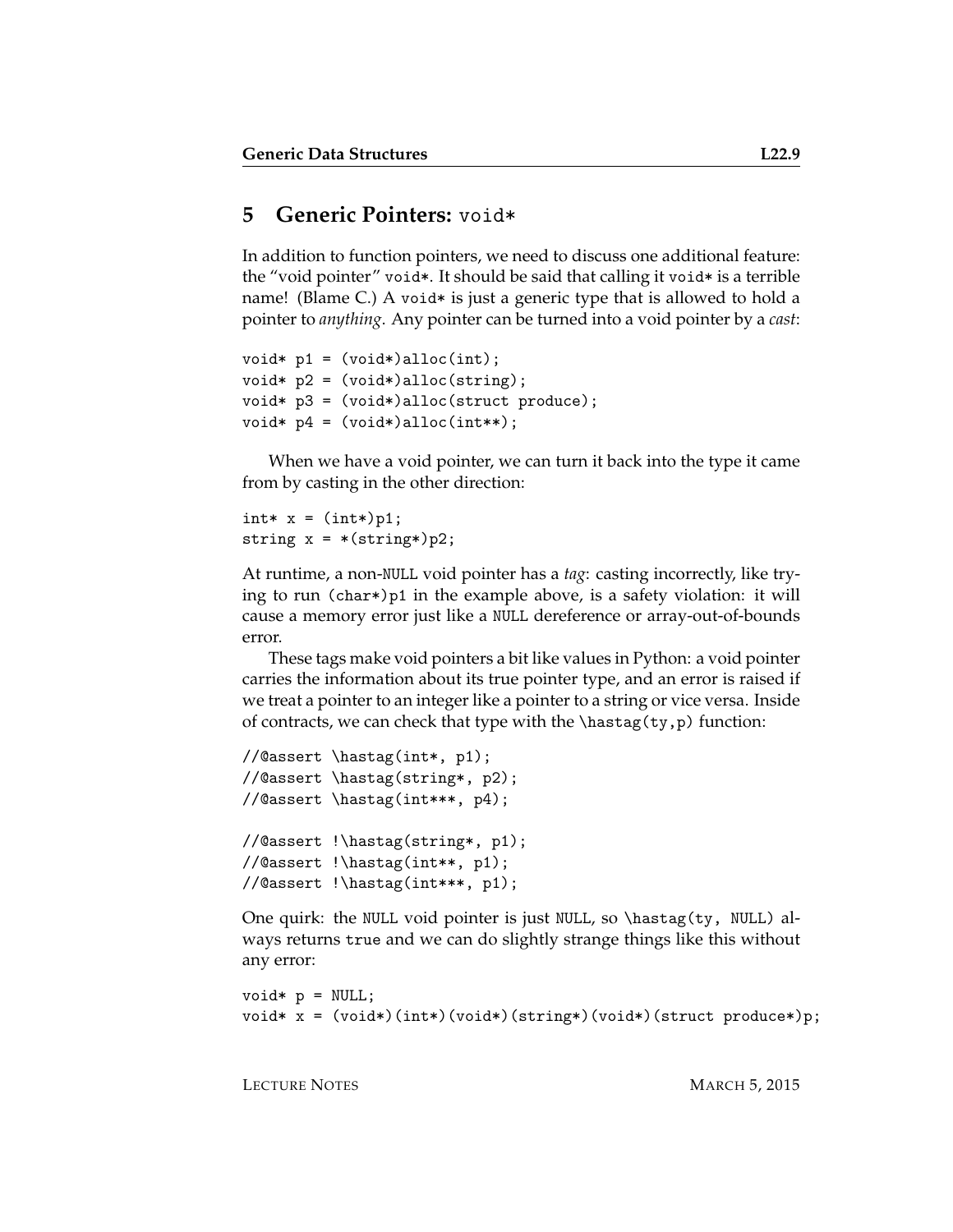## 5 Generic Pointers: `void*`

In addition to function pointers, we need to discuss one additional feature: the "void pointer" `void*`. It should be said that calling it `void*` is a terrible name! (Blame C.) A `void*` is just a generic type that is allowed to hold a pointer to *anything*. Any pointer can be turned into a void pointer by a *cast*:

```
void* p1 = (void*)alloc(int);
void* p2 = (void*)alloc(string);
void* p3 = (void*)alloc(struct produce);
void* p4 = (void*)alloc(int**);
```

When we have a void pointer, we can turn it back into the type it came from by casting in the other direction:

```
int* x = (int*)p1;
string x = *(string*)p2;
```

At runtime, a non-`NULL` void pointer has a *tag*: casting incorrectly, like trying to run `(char*)p1` in the example above, is a safety violation: it will cause a memory error just like a `NULL` dereference or array-out-of-bounds error.

These tags make void pointers a bit like values in Python: a void pointer carries the information about its true pointer type, and an error is raised if we treat a pointer to an integer like a pointer to a string or vice versa. Inside of contracts, we can check that type with the `\hastag(ty,p)` function:

```
//@assert \hastag(int*, p1);
//@assert \hastag(string*, p2);
//@assert \hastag(int***, p4);

//@assert !\hastag(string*, p1);
//@assert !\hastag(int**, p1);
//@assert !\hastag(int***, p1);
```

One quirk: the `NULL` void pointer is just `NULL`, so `\hastag(ty, NULL)` always returns `true` and we can do slightly strange things like this without any error:

```
void* p = NULL;
void* x = (void*)(int*)(void*)(string*)(void*)(struct produce*)p;
```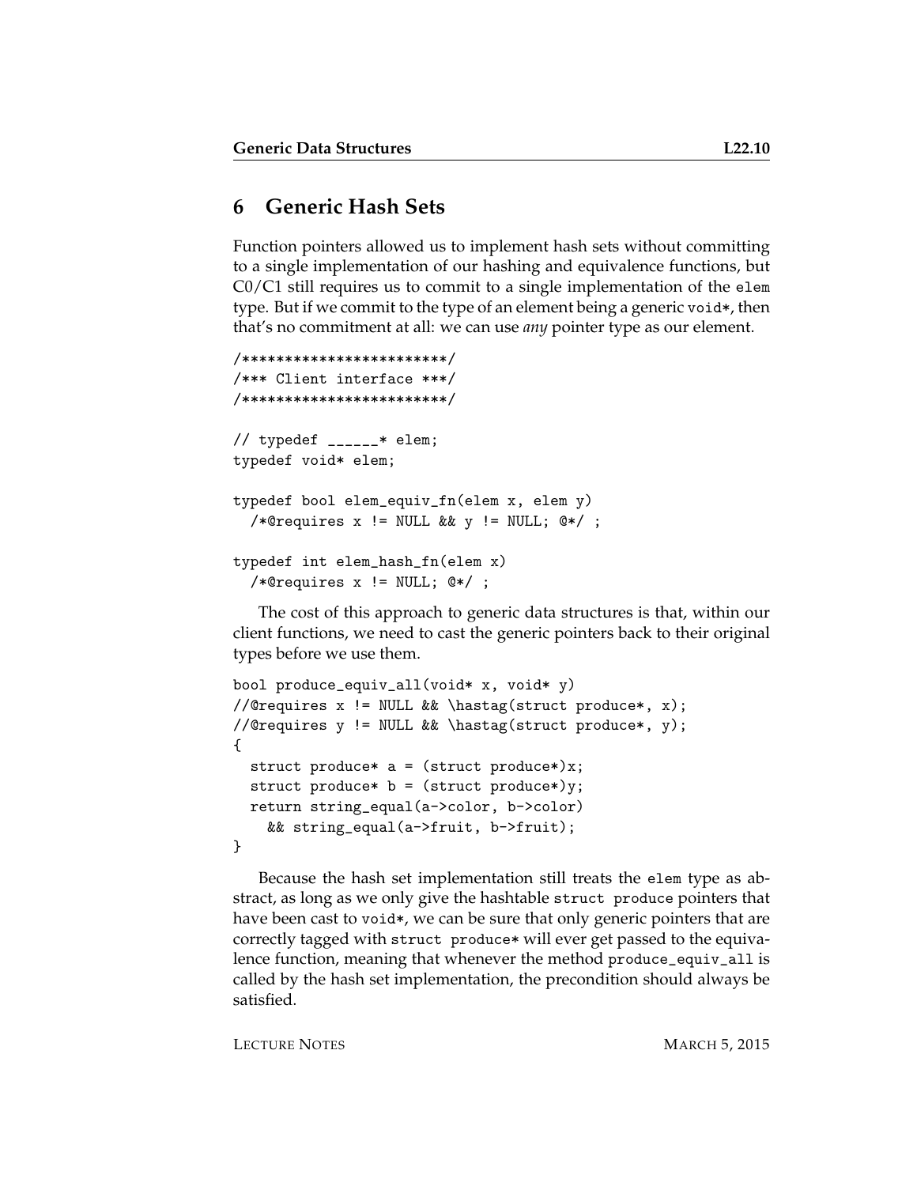# 6 Generic Hash Sets

Function pointers allowed us to implement hash sets without committing to a single implementation of our hashing and equivalence functions, but C0/C1 still requires us to commit to a single implementation of the `elem` type. But if we commit to the type of an element being a generic `void*`, then that's no commitment at all: we can use *any* pointer type as our element.

```
/************************/
/*** Client interface ***/
/************************/

// typedef ______* elem;
typedef void* elem;

typedef bool elem_equiv_fn(elem x, elem y)
  /*@requires x != NULL && y != NULL; @*/ ;

typedef int elem_hash_fn(elem x)
  /*@requires x != NULL; @*/ ;
```

The cost of this approach to generic data structures is that, within our client functions, we need to cast the generic pointers back to their original types before we use them.

```
bool produce_equiv_all(void* x, void* y)
//@requires x != NULL && \hastag(struct produce*, x);
//@requires y != NULL && \hastag(struct produce*, y);
{
  struct produce* a = (struct produce*)x;
  struct produce* b = (struct produce*)y;
  return string_equal(a->color, b->color)
    && string_equal(a->fruit, b->fruit);
}
```

Because the hash set implementation still treats the `elem` type as abstract, as long as we only give the hashtable `struct produce` pointers that have been cast to `void*`, we can be sure that only generic pointers that are correctly tagged with `struct produce*` will ever get passed to the equivalence function, meaning that whenever the method `produce_equiv_all` is called by the hash set implementation, the precondition should always be satisfied.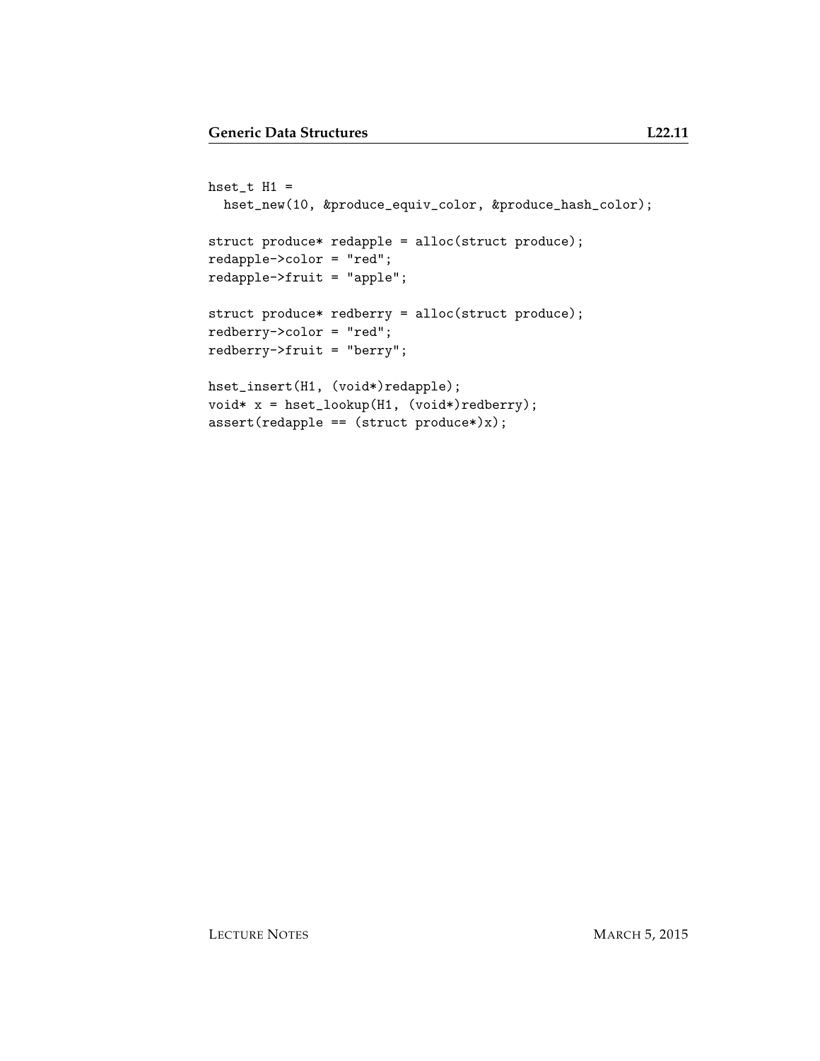```
hset_t H1 =
  hset_new(10, &produce_equiv_color, &produce_hash_color);

struct produce* redapple = alloc(struct produce);
redapple->color = "red";
redapple->fruit = "apple";

struct produce* redberry = alloc(struct produce);
redberry->color = "red";
redberry->fruit = "berry";

hset_insert(H1, (void*)redapple);
void* x = hset_lookup(H1, (void*)redberry);
assert(redapple == (struct produce*)x);
```